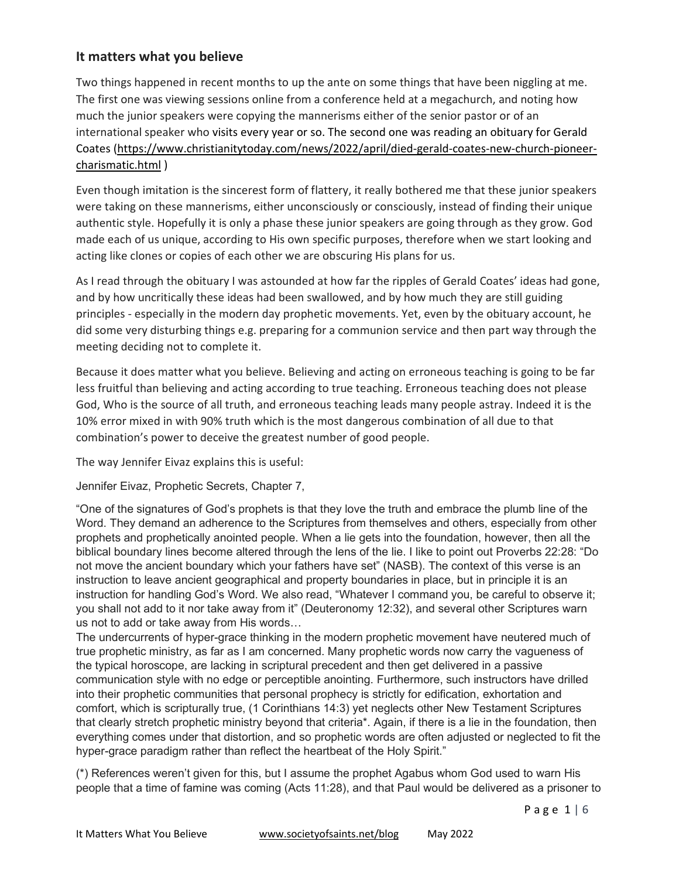## It matters what you believe

Two things happened in recent months to up the ante on some things that have been niggling at me. The first one was viewing sessions online from a conference held at a megachurch, and noting how much the junior speakers were copying the mannerisms either of the senior pastor or of an international speaker who visits every year or so. The second one was reading an obituary for Gerald Coates (https://www.christianitytoday.com/news/2022/april/died-gerald-coates-new-church-pioneer-charismatic.html )

Even though imitation is the sincerest form of flattery, it really bothered me that these junior speakers were taking on these mannerisms, either unconsciously or consciously, instead of finding their unique authentic style. Hopefully it is only a phase these junior speakers are going through as they grow. God made each of us unique, according to His own specific purposes, therefore when we start looking and acting like clones or copies of each other we are obscuring His plans for us.

As I read through the obituary I was astounded at how far the ripples of Gerald Coates' ideas had gone, and by how uncritically these ideas had been swallowed, and by how much they are still guiding principles - especially in the modern day prophetic movements. Yet, even by the obituary account, he did some very disturbing things e.g. preparing for a communion service and then part way through the meeting deciding not to complete it.

Because it does matter what you believe. Believing and acting on erroneous teaching is going to be far less fruitful than believing and acting according to true teaching. Erroneous teaching does not please God, Who is the source of all truth, and erroneous teaching leads many people astray. Indeed it is the 10% error mixed in with 90% truth which is the most dangerous combination of all due to that combination's power to deceive the greatest number of good people.

The way Jennifer Eivaz explains this is useful:

Jennifer Eivaz, Prophetic Secrets, Chapter 7,

"One of the signatures of God's prophets is that they love the truth and embrace the plumb line of the Word. They demand an adherence to the Scriptures from themselves and others, especially from other prophets and prophetically anointed people. When a lie gets into the foundation, however, then all the biblical boundary lines become altered through the lens of the lie. I like to point out Proverbs 22:28: "Do not move the ancient boundary which your fathers have set" (NASB). The context of this verse is an instruction to leave ancient geographical and property boundaries in place, but in principle it is an instruction for handling God's Word. We also read, "Whatever I command you, be careful to observe it; you shall not add to it nor take away from it" (Deuteronomy 12:32), and several other Scriptures warn us not to add or take away from His words…
The undercurrents of hyper-grace thinking in the modern prophetic movement have neutered much of true prophetic ministry, as far as I am concerned. Many prophetic words now carry the vagueness of the typical horoscope, are lacking in scriptural precedent and then get delivered in a passive communication style with no edge or perceptible anointing. Furthermore, such instructors have drilled into their prophetic communities that personal prophecy is strictly for edification, exhortation and comfort, which is scripturally true, (1 Corinthians 14:3) yet neglects other New Testament Scriptures that clearly stretch prophetic ministry beyond that criteria*. Again, if there is a lie in the foundation, then everything comes under that distortion, and so prophetic words are often adjusted or neglected to fit the hyper-grace paradigm rather than reflect the heartbeat of the Holy Spirit."

(*) References weren't given for this, but I assume the prophet Agabus whom God used to warn His people that a time of famine was coming (Acts 11:28), and that Paul would be delivered as a prisoner to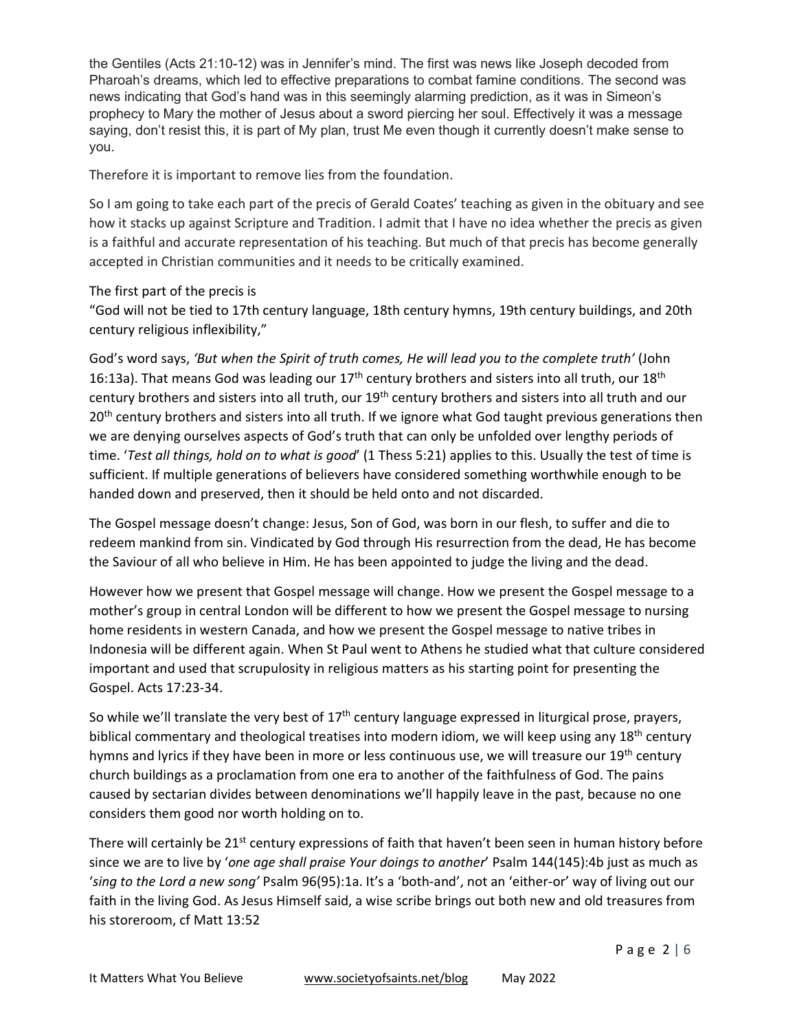the Gentiles (Acts 21:10-12) was in Jennifer's mind. The first was news like Joseph decoded from Pharoah's dreams, which led to effective preparations to combat famine conditions. The second was news indicating that God's hand was in this seemingly alarming prediction, as it was in Simeon's prophecy to Mary the mother of Jesus about a sword piercing her soul. Effectively it was a message saying, don't resist this, it is part of My plan, trust Me even though it currently doesn't make sense to you.

Therefore it is important to remove lies from the foundation.

So I am going to take each part of the precis of Gerald Coates' teaching as given in the obituary and see how it stacks up against Scripture and Tradition. I admit that I have no idea whether the precis as given is a faithful and accurate representation of his teaching. But much of that precis has become generally accepted in Christian communities and it needs to be critically examined.

The first part of the precis is
"God will not be tied to 17th century language, 18th century hymns, 19th century buildings, and 20th century religious inflexibility,"

God's word says, *'But when the Spirit of truth comes, He will lead you to the complete truth'* (John 16:13a). That means God was leading our 17th century brothers and sisters into all truth, our 18th century brothers and sisters into all truth, our 19th century brothers and sisters into all truth and our 20th century brothers and sisters into all truth. If we ignore what God taught previous generations then we are denying ourselves aspects of God's truth that can only be unfolded over lengthy periods of time. '*Test all things, hold on to what is good*' (1 Thess 5:21) applies to this. Usually the test of time is sufficient. If multiple generations of believers have considered something worthwhile enough to be handed down and preserved, then it should be held onto and not discarded.

The Gospel message doesn't change: Jesus, Son of God, was born in our flesh, to suffer and die to redeem mankind from sin. Vindicated by God through His resurrection from the dead, He has become the Saviour of all who believe in Him. He has been appointed to judge the living and the dead.

However how we present that Gospel message will change. How we present the Gospel message to a mother's group in central London will be different to how we present the Gospel message to nursing home residents in western Canada, and how we present the Gospel message to native tribes in Indonesia will be different again. When St Paul went to Athens he studied what that culture considered important and used that scrupulosity in religious matters as his starting point for presenting the Gospel. Acts 17:23-34.

So while we'll translate the very best of 17th century language expressed in liturgical prose, prayers, biblical commentary and theological treatises into modern idiom, we will keep using any 18th century hymns and lyrics if they have been in more or less continuous use, we will treasure our 19th century church buildings as a proclamation from one era to another of the faithfulness of God. The pains caused by sectarian divides between denominations we'll happily leave in the past, because no one considers them good nor worth holding on to.

There will certainly be 21st century expressions of faith that haven't been seen in human history before since we are to live by '*one age shall praise Your doings to another*' Psalm 144(145):4b just as much as '*sing to the Lord a new song'* Psalm 96(95):1a. It's a 'both-and', not an 'either-or' way of living out our faith in the living God. As Jesus Himself said, a wise scribe brings out both new and old treasures from his storeroom, cf Matt 13:52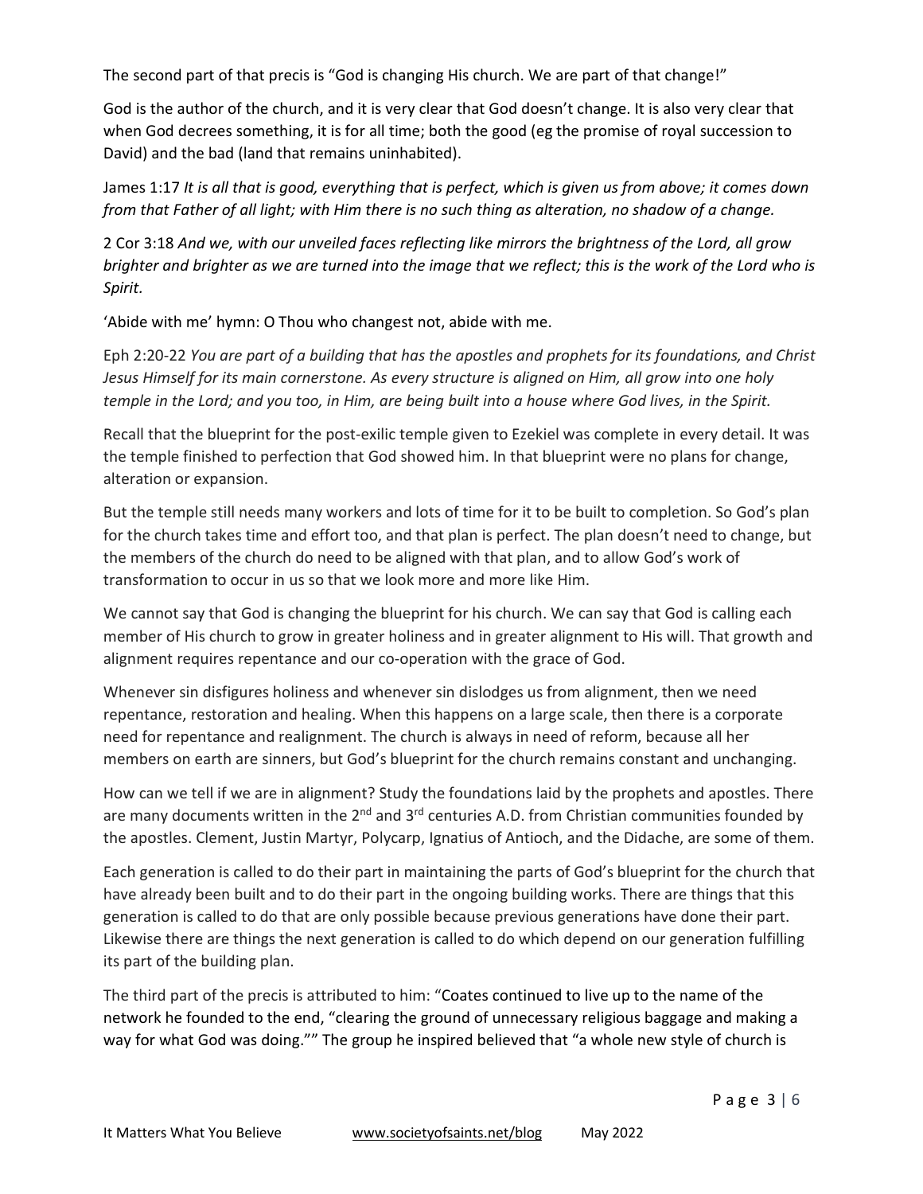The second part of that precis is "God is changing His church. We are part of that change!"

God is the author of the church, and it is very clear that God doesn't change. It is also very clear that when God decrees something, it is for all time; both the good (eg the promise of royal succession to David) and the bad (land that remains uninhabited).

James 1:17 *It is all that is good, everything that is perfect, which is given us from above; it comes down from that Father of all light; with Him there is no such thing as alteration, no shadow of a change.*

2 Cor 3:18 *And we, with our unveiled faces reflecting like mirrors the brightness of the Lord, all grow brighter and brighter as we are turned into the image that we reflect; this is the work of the Lord who is Spirit.*

'Abide with me' hymn: O Thou who changest not, abide with me.

Eph 2:20-22 *You are part of a building that has the apostles and prophets for its foundations, and Christ Jesus Himself for its main cornerstone. As every structure is aligned on Him, all grow into one holy temple in the Lord; and you too, in Him, are being built into a house where God lives, in the Spirit.*

Recall that the blueprint for the post-exilic temple given to Ezekiel was complete in every detail. It was the temple finished to perfection that God showed him. In that blueprint were no plans for change, alteration or expansion.

But the temple still needs many workers and lots of time for it to be built to completion. So God's plan for the church takes time and effort too, and that plan is perfect. The plan doesn't need to change, but the members of the church do need to be aligned with that plan, and to allow God's work of transformation to occur in us so that we look more and more like Him.

We cannot say that God is changing the blueprint for his church. We can say that God is calling each member of His church to grow in greater holiness and in greater alignment to His will. That growth and alignment requires repentance and our co-operation with the grace of God.

Whenever sin disfigures holiness and whenever sin dislodges us from alignment, then we need repentance, restoration and healing. When this happens on a large scale, then there is a corporate need for repentance and realignment. The church is always in need of reform, because all her members on earth are sinners, but God's blueprint for the church remains constant and unchanging.

How can we tell if we are in alignment? Study the foundations laid by the prophets and apostles. There are many documents written in the 2nd and 3rd centuries A.D. from Christian communities founded by the apostles. Clement, Justin Martyr, Polycarp, Ignatius of Antioch, and the Didache, are some of them.

Each generation is called to do their part in maintaining the parts of God's blueprint for the church that have already been built and to do their part in the ongoing building works. There are things that this generation is called to do that are only possible because previous generations have done their part. Likewise there are things the next generation is called to do which depend on our generation fulfilling its part of the building plan.

The third part of the precis is attributed to him: "Coates continued to live up to the name of the network he founded to the end, "clearing the ground of unnecessary religious baggage and making a way for what God was doing."" The group he inspired believed that "a whole new style of church is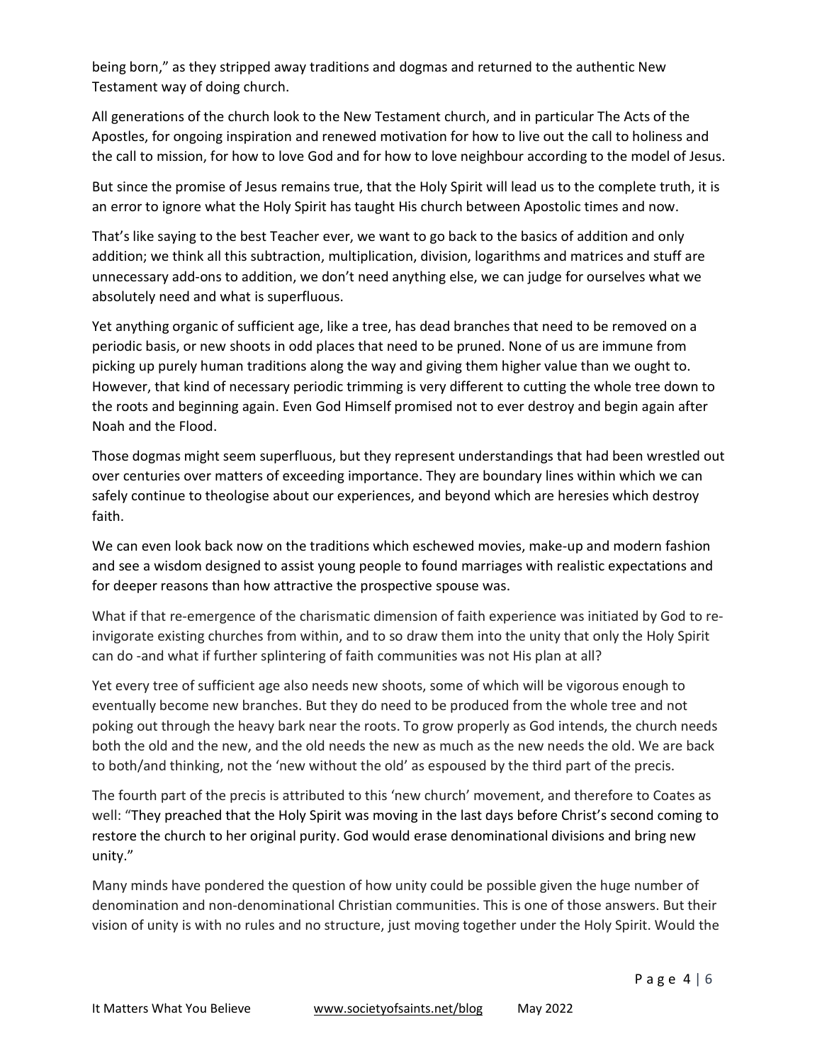being born," as they stripped away traditions and dogmas and returned to the authentic New Testament way of doing church.

All generations of the church look to the New Testament church, and in particular The Acts of the Apostles, for ongoing inspiration and renewed motivation for how to live out the call to holiness and the call to mission, for how to love God and for how to love neighbour according to the model of Jesus.

But since the promise of Jesus remains true, that the Holy Spirit will lead us to the complete truth, it is an error to ignore what the Holy Spirit has taught His church between Apostolic times and now.

That's like saying to the best Teacher ever, we want to go back to the basics of addition and only addition; we think all this subtraction, multiplication, division, logarithms and matrices and stuff are unnecessary add-ons to addition, we don't need anything else, we can judge for ourselves what we absolutely need and what is superfluous.

Yet anything organic of sufficient age, like a tree, has dead branches that need to be removed on a periodic basis, or new shoots in odd places that need to be pruned. None of us are immune from picking up purely human traditions along the way and giving them higher value than we ought to. However, that kind of necessary periodic trimming is very different to cutting the whole tree down to the roots and beginning again. Even God Himself promised not to ever destroy and begin again after Noah and the Flood.

Those dogmas might seem superfluous, but they represent understandings that had been wrestled out over centuries over matters of exceeding importance. They are boundary lines within which we can safely continue to theologise about our experiences, and beyond which are heresies which destroy faith.

We can even look back now on the traditions which eschewed movies, make-up and modern fashion and see a wisdom designed to assist young people to found marriages with realistic expectations and for deeper reasons than how attractive the prospective spouse was.

What if that re-emergence of the charismatic dimension of faith experience was initiated by God to re-invigorate existing churches from within, and to so draw them into the unity that only the Holy Spirit can do -and what if further splintering of faith communities was not His plan at all?

Yet every tree of sufficient age also needs new shoots, some of which will be vigorous enough to eventually become new branches. But they do need to be produced from the whole tree and not poking out through the heavy bark near the roots. To grow properly as God intends, the church needs both the old and the new, and the old needs the new as much as the new needs the old. We are back to both/and thinking, not the 'new without the old' as espoused by the third part of the precis.

The fourth part of the precis is attributed to this 'new church' movement, and therefore to Coates as well: "They preached that the Holy Spirit was moving in the last days before Christ's second coming to restore the church to her original purity. God would erase denominational divisions and bring new unity."

Many minds have pondered the question of how unity could be possible given the huge number of denomination and non-denominational Christian communities. This is one of those answers. But their vision of unity is with no rules and no structure, just moving together under the Holy Spirit. Would the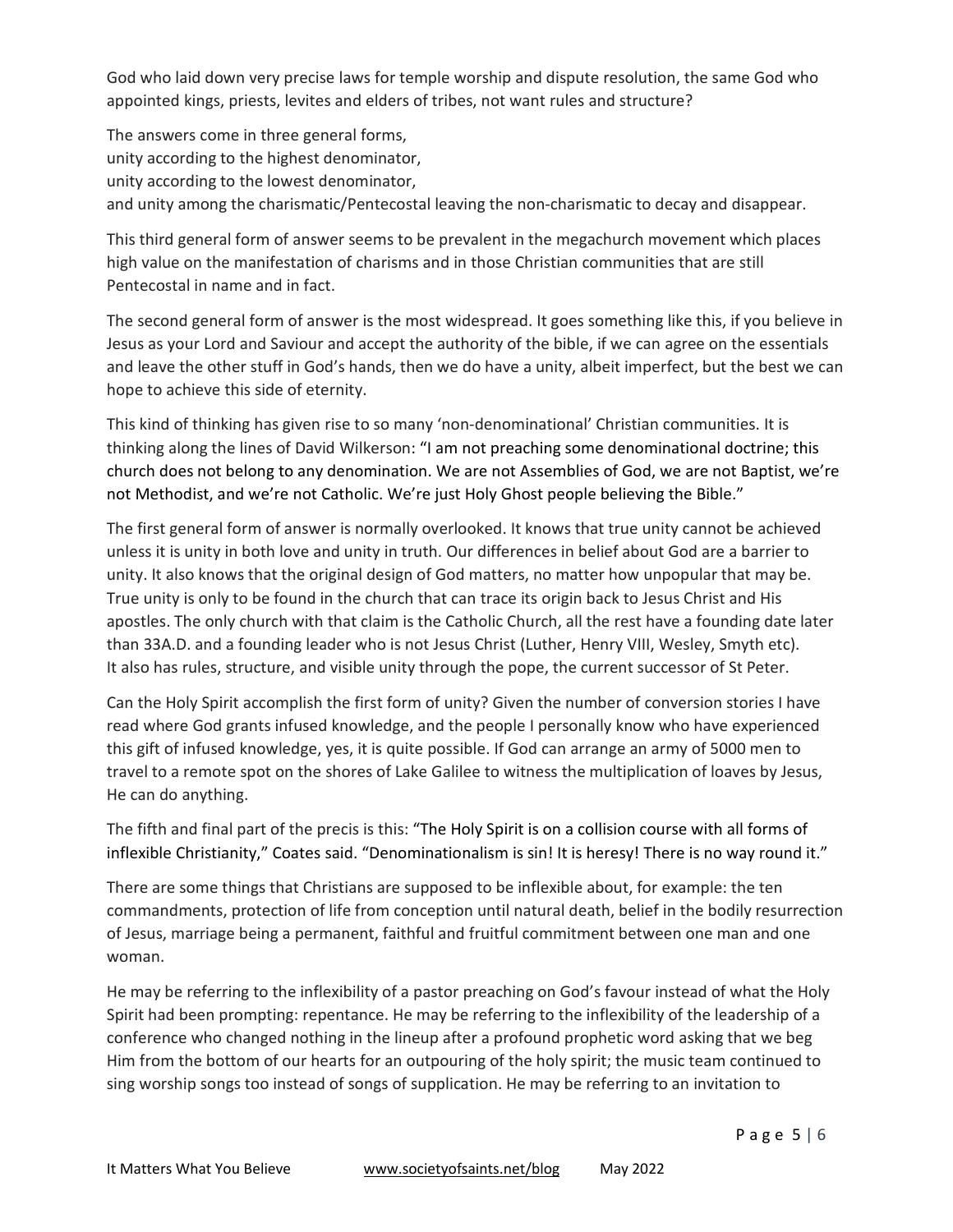God who laid down very precise laws for temple worship and dispute resolution, the same God who appointed kings, priests, levites and elders of tribes, not want rules and structure?

The answers come in three general forms,
unity according to the highest denominator,
unity according to the lowest denominator,
and unity among the charismatic/Pentecostal leaving the non-charismatic to decay and disappear.

This third general form of answer seems to be prevalent in the megachurch movement which places high value on the manifestation of charisms and in those Christian communities that are still Pentecostal in name and in fact.

The second general form of answer is the most widespread. It goes something like this, if you believe in Jesus as your Lord and Saviour and accept the authority of the bible, if we can agree on the essentials and leave the other stuff in God's hands, then we do have a unity, albeit imperfect, but the best we can hope to achieve this side of eternity.

This kind of thinking has given rise to so many 'non-denominational' Christian communities. It is thinking along the lines of David Wilkerson: "I am not preaching some denominational doctrine; this church does not belong to any denomination. We are not Assemblies of God, we are not Baptist, we're not Methodist, and we're not Catholic. We're just Holy Ghost people believing the Bible."

The first general form of answer is normally overlooked. It knows that true unity cannot be achieved unless it is unity in both love and unity in truth. Our differences in belief about God are a barrier to unity. It also knows that the original design of God matters, no matter how unpopular that may be. True unity is only to be found in the church that can trace its origin back to Jesus Christ and His apostles. The only church with that claim is the Catholic Church, all the rest have a founding date later than 33A.D. and a founding leader who is not Jesus Christ (Luther, Henry VIII, Wesley, Smyth etc). It also has rules, structure, and visible unity through the pope, the current successor of St Peter.

Can the Holy Spirit accomplish the first form of unity? Given the number of conversion stories I have read where God grants infused knowledge, and the people I personally know who have experienced this gift of infused knowledge, yes, it is quite possible. If God can arrange an army of 5000 men to travel to a remote spot on the shores of Lake Galilee to witness the multiplication of loaves by Jesus, He can do anything.

The fifth and final part of the precis is this: "The Holy Spirit is on a collision course with all forms of inflexible Christianity," Coates said. "Denominationalism is sin! It is heresy! There is no way round it."

There are some things that Christians are supposed to be inflexible about, for example: the ten commandments, protection of life from conception until natural death, belief in the bodily resurrection of Jesus, marriage being a permanent, faithful and fruitful commitment between one man and one woman.

He may be referring to the inflexibility of a pastor preaching on God's favour instead of what the Holy Spirit had been prompting: repentance. He may be referring to the inflexibility of the leadership of a conference who changed nothing in the lineup after a profound prophetic word asking that we beg Him from the bottom of our hearts for an outpouring of the holy spirit; the music team continued to sing worship songs too instead of songs of supplication. He may be referring to an invitation to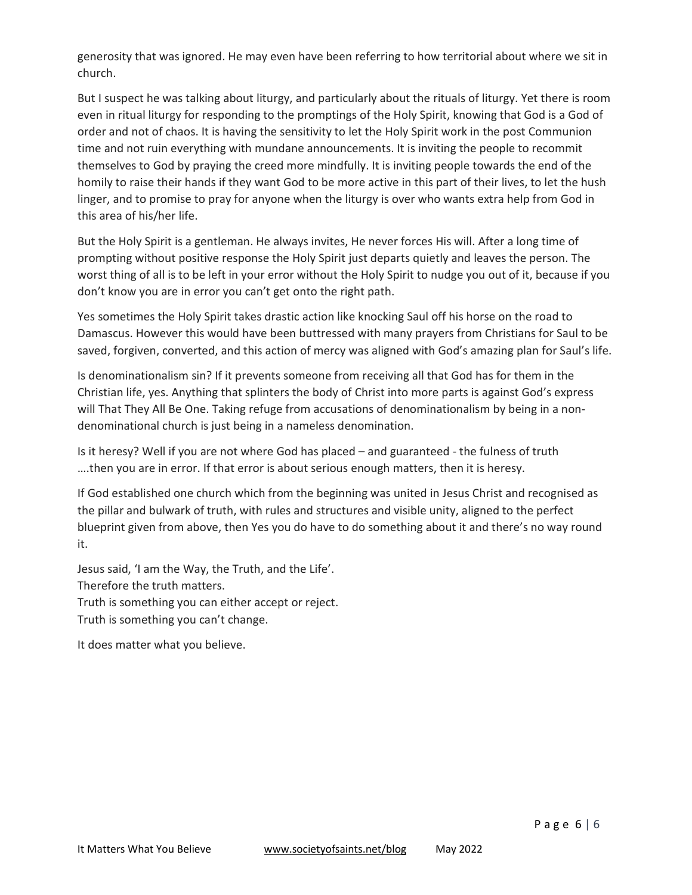generosity that was ignored. He may even have been referring to how territorial about where we sit in church.

But I suspect he was talking about liturgy, and particularly about the rituals of liturgy. Yet there is room even in ritual liturgy for responding to the promptings of the Holy Spirit, knowing that God is a God of order and not of chaos. It is having the sensitivity to let the Holy Spirit work in the post Communion time and not ruin everything with mundane announcements. It is inviting the people to recommit themselves to God by praying the creed more mindfully. It is inviting people towards the end of the homily to raise their hands if they want God to be more active in this part of their lives, to let the hush linger, and to promise to pray for anyone when the liturgy is over who wants extra help from God in this area of his/her life.

But the Holy Spirit is a gentleman. He always invites, He never forces His will. After a long time of prompting without positive response the Holy Spirit just departs quietly and leaves the person. The worst thing of all is to be left in your error without the Holy Spirit to nudge you out of it, because if you don't know you are in error you can't get onto the right path.

Yes sometimes the Holy Spirit takes drastic action like knocking Saul off his horse on the road to Damascus. However this would have been buttressed with many prayers from Christians for Saul to be saved, forgiven, converted, and this action of mercy was aligned with God's amazing plan for Saul's life.

Is denominationalism sin? If it prevents someone from receiving all that God has for them in the Christian life, yes. Anything that splinters the body of Christ into more parts is against God's express will That They All Be One. Taking refuge from accusations of denominationalism by being in a non-denominational church is just being in a nameless denomination.

Is it heresy? Well if you are not where God has placed – and guaranteed - the fulness of truth ….then you are in error. If that error is about serious enough matters, then it is heresy.

If God established one church which from the beginning was united in Jesus Christ and recognised as the pillar and bulwark of truth, with rules and structures and visible unity, aligned to the perfect blueprint given from above, then Yes you do have to do something about it and there's no way round it.

Jesus said, 'I am the Way, the Truth, and the Life'.
Therefore the truth matters.
Truth is something you can either accept or reject.
Truth is something you can't change.

It does matter what you believe.